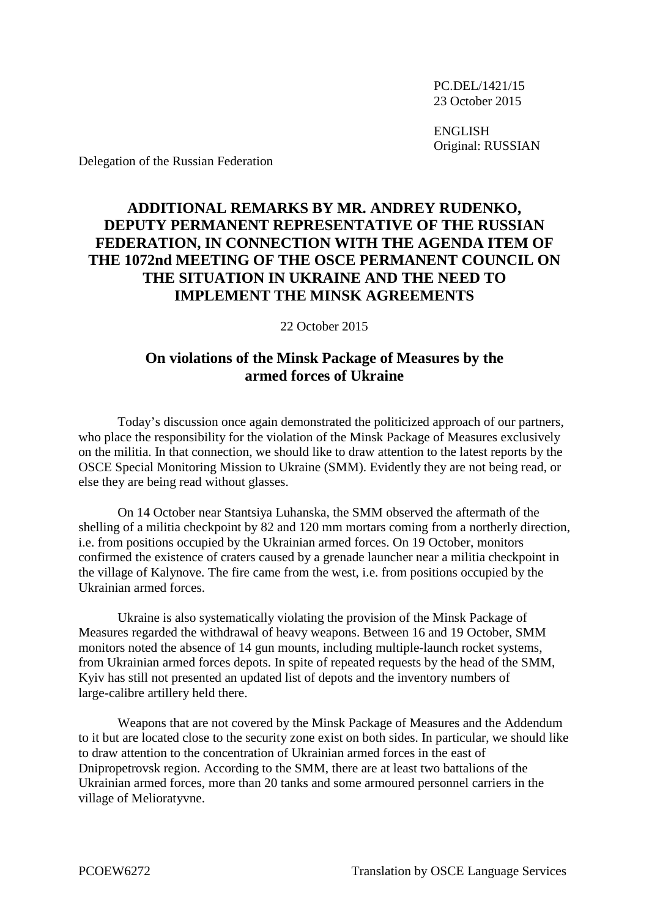PC.DEL/1421/15
23 October 2015

ENGLISH
Original: RUSSIAN

Delegation of the Russian Federation

# ADDITIONAL REMARKS BY MR. ANDREY RUDENKO, DEPUTY PERMANENT REPRESENTATIVE OF THE RUSSIAN FEDERATION, IN CONNECTION WITH THE AGENDA ITEM OF THE 1072nd MEETING OF THE OSCE PERMANENT COUNCIL ON THE SITUATION IN UKRAINE AND THE NEED TO IMPLEMENT THE MINSK AGREEMENTS

22 October 2015

## On violations of the Minsk Package of Measures by the armed forces of Ukraine

Today's discussion once again demonstrated the politicized approach of our partners, who place the responsibility for the violation of the Minsk Package of Measures exclusively on the militia. In that connection, we should like to draw attention to the latest reports by the OSCE Special Monitoring Mission to Ukraine (SMM). Evidently they are not being read, or else they are being read without glasses.

On 14 October near Stantsiya Luhanska, the SMM observed the aftermath of the shelling of a militia checkpoint by 82 and 120 mm mortars coming from a northerly direction, i.e. from positions occupied by the Ukrainian armed forces. On 19 October, monitors confirmed the existence of craters caused by a grenade launcher near a militia checkpoint in the village of Kalynove. The fire came from the west, i.e. from positions occupied by the Ukrainian armed forces.

Ukraine is also systematically violating the provision of the Minsk Package of Measures regarded the withdrawal of heavy weapons. Between 16 and 19 October, SMM monitors noted the absence of 14 gun mounts, including multiple-launch rocket systems, from Ukrainian armed forces depots. In spite of repeated requests by the head of the SMM, Kyiv has still not presented an updated list of depots and the inventory numbers of large-calibre artillery held there.

Weapons that are not covered by the Minsk Package of Measures and the Addendum to it but are located close to the security zone exist on both sides. In particular, we should like to draw attention to the concentration of Ukrainian armed forces in the east of Dnipropetrovsk region. According to the SMM, there are at least two battalions of the Ukrainian armed forces, more than 20 tanks and some armoured personnel carriers in the village of Melioratyvne.

PCOEW6272 Translation by OSCE Language Services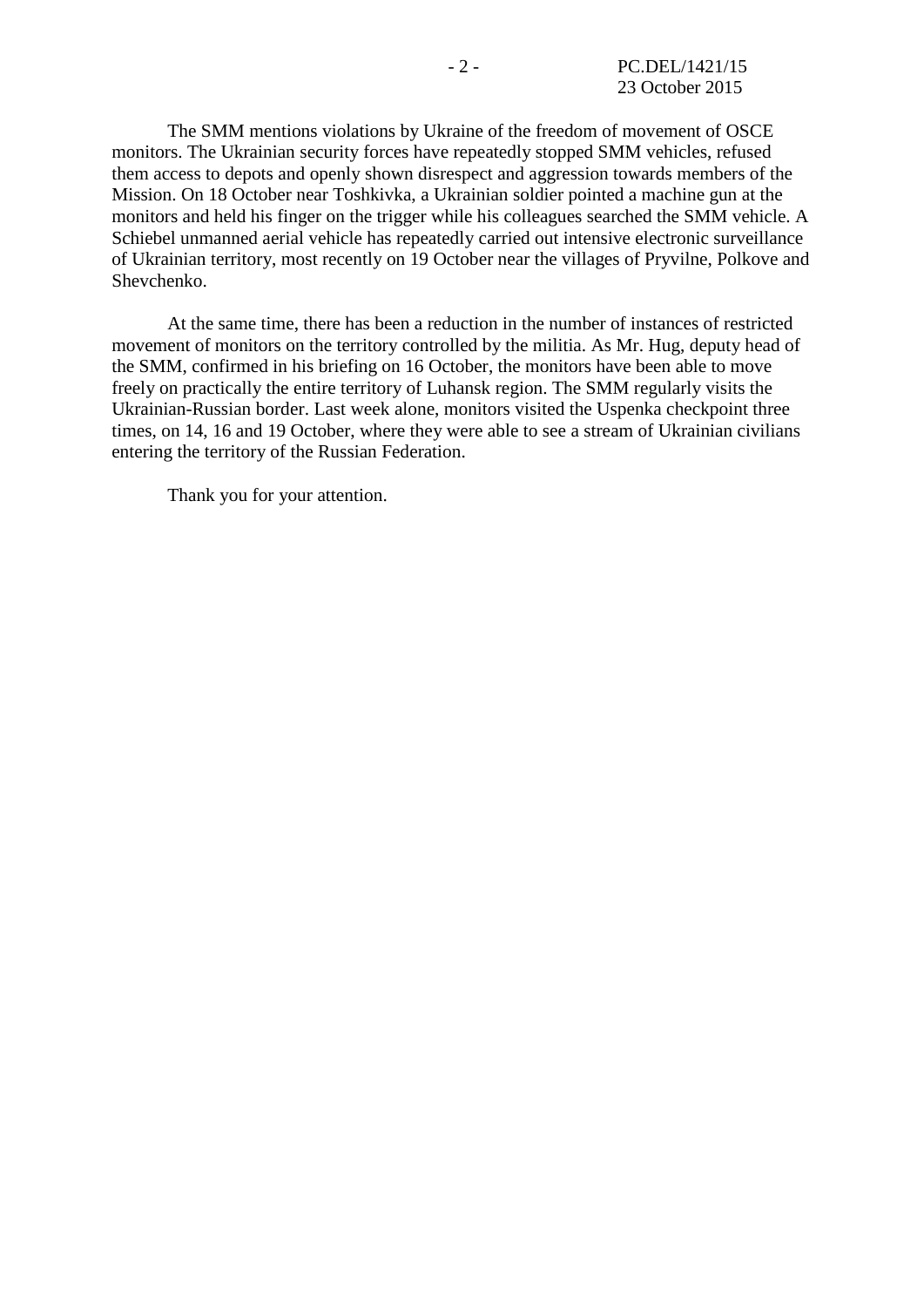The SMM mentions violations by Ukraine of the freedom of movement of OSCE monitors. The Ukrainian security forces have repeatedly stopped SMM vehicles, refused them access to depots and openly shown disrespect and aggression towards members of the Mission. On 18 October near Toshkivka, a Ukrainian soldier pointed a machine gun at the monitors and held his finger on the trigger while his colleagues searched the SMM vehicle. A Schiebel unmanned aerial vehicle has repeatedly carried out intensive electronic surveillance of Ukrainian territory, most recently on 19 October near the villages of Pryvilne, Polkove and Shevchenko.

At the same time, there has been a reduction in the number of instances of restricted movement of monitors on the territory controlled by the militia. As Mr. Hug, deputy head of the SMM, confirmed in his briefing on 16 October, the monitors have been able to move freely on practically the entire territory of Luhansk region. The SMM regularly visits the Ukrainian-Russian border. Last week alone, monitors visited the Uspenka checkpoint three times, on 14, 16 and 19 October, where they were able to see a stream of Ukrainian civilians entering the territory of the Russian Federation.

Thank you for your attention.